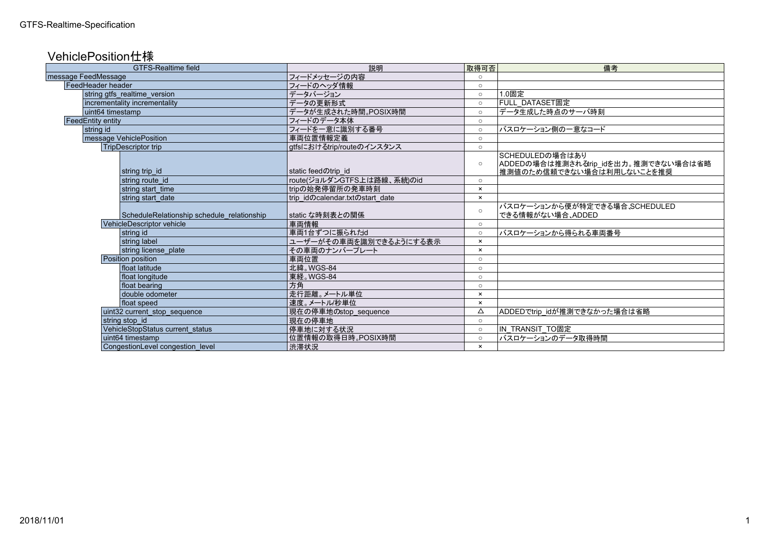# VehiclePosition仕様

| GTFS-Realtime field | 説明 | 取得可否 | 備考 |
|---|---|---|---|
| message FeedMessage | フィードメッセージの内容 | ○ | |
| FeedHeader header | フィードのヘッダ情報 | ○ | |
| string gtfs_realtime_version | データバージョン | ○ | 1.0固定 |
| incrementality incrementality | データの更新形式 | ○ | FULL_DATASET固定 |
| uint64 timestamp | データが生成された時間。POSIX時間 | ○ | データ生成した時点のサーバ時刻 |
| FeedEntity entity | フィードのデータ本体 | ○ | |
| string id | フィードを一意に識別する番号 | ○ | バスロケーション側の一意なコード |
| message VehiclePosition | 車両位置情報定義 | ○ | |
| TripDescriptor trip | gtfsにおけるtrip/routeのインスタンス | ○ | |
| string trip_id | static feedのtrip_id | ○ | SCHEDULEDの場合はあり<br>ADDEDの場合は推測されるtrip_idを出力。推測できない場合は省略<br>推測値のため信頼できない場合は利用しないことを推奨 |
| string route_id | route(ジョルダンGTFS上は路線、系統)のid | ○ | |
| string start_time | tripの始発停留所の発車時刻 | × | |
| string start_date | trip_idのcalendar.txtのstart_date | × | |
| ScheduleRelationship schedule_relationship | static な時刻表との関係 | ○ | バスロケーションから便が特定できる場合、SCHEDULED<br>できる情報がない場合、ADDED |
| VehicleDescriptor vehicle | 車両情報 | ○ | |
| string id | 車両1台ずつに振られたid | ○ | バスロケーションから得られる車両番号 |
| string label | ユーザーがその車両を識別できるようにする表示 | × | |
| string license_plate | その車両のナンバープレート | × | |
| Position position | 車両位置 | ○ | |
| float latitude | 北緯。WGS-84 | ○ | |
| float longitude | 東経。WGS-84 | ○ | |
| float bearing | 方角 | ○ | |
| double odometer | 走行距離。メートル単位 | × | |
| float speed | 速度。メートル/秒単位 | × | |
| uint32 current_stop_sequence | 現在の停車地のstop_sequence | △ | ADDEDでtrip_idが推測できなかった場合は省略 |
| string stop_id | 現在の停車地 | ○ | |
| VehicleStopStatus current_status | 停車地に対する状況 | ○ | IN_TRANSIT_TO固定 |
| uint64 timestamp | 位置情報の取得日時。POSIX時間 | ○ | バスロケーションのデータ取得時間 |
| CongestionLevel congestion_level | 渋滞状況 | × | |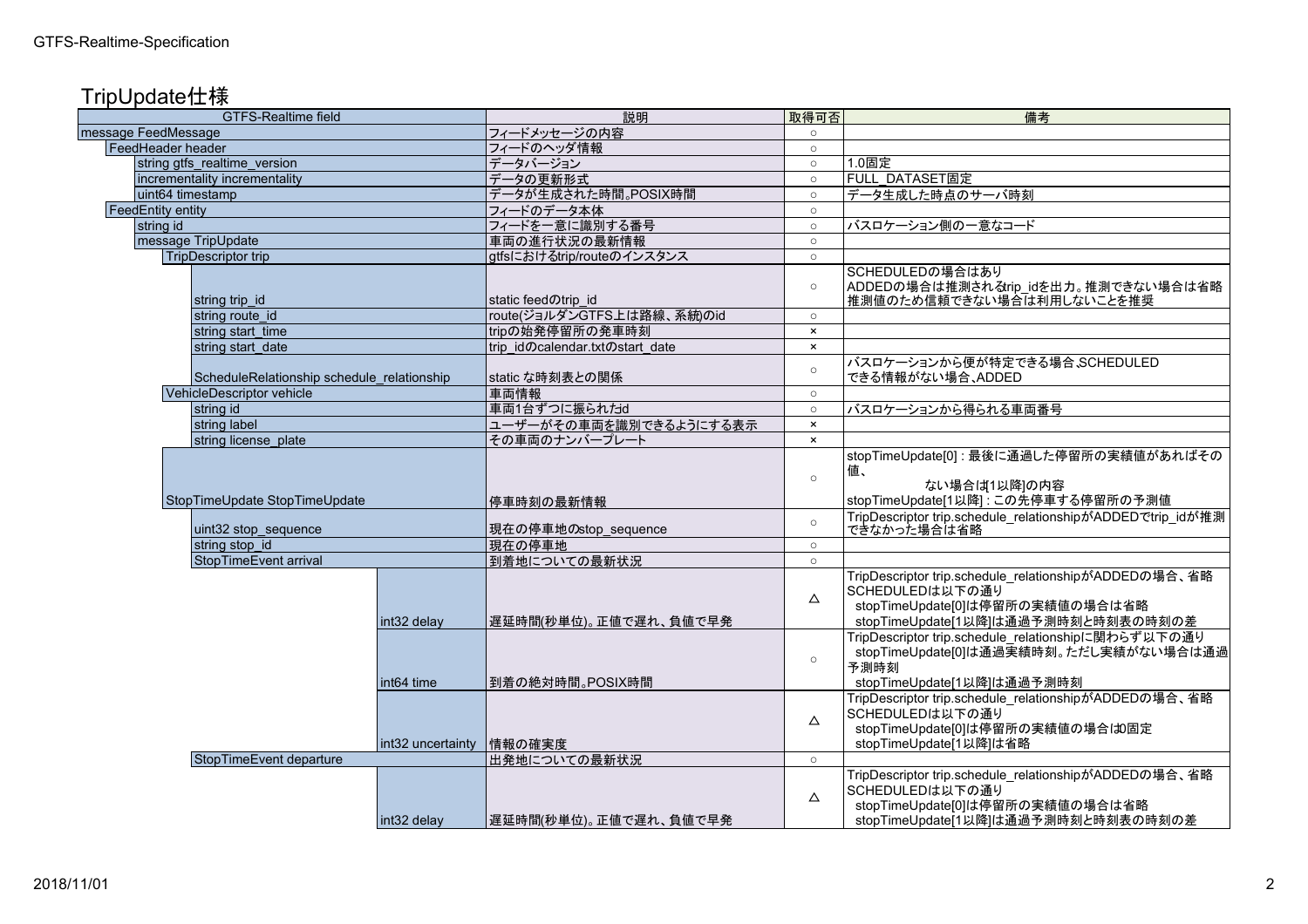## TripUpdate仕様

| GTFS-Realtime field | | 説明 | 取得可否 | 備考 |
|---|---|---|---|---|
| message FeedMessage | | フィードメッセージの内容 | ○ | |
| FeedHeader header | | フィードのヘッダ情報 | ○ | |
| string gtfs_realtime_version | | データバージョン | ○ | 1.0固定 |
| incrementality incrementality | | データの更新形式 | ○ | FULL_DATASET固定 |
| uint64 timestamp | | データが生成された時間。POSIX時間 | ○ | データ生成した時点のサーバ時刻 |
| FeedEntity entity | | フィードのデータ本体 | ○ | |
| string id | | フィードを一意に識別する番号 | ○ | バスロケーション側の一意なコード |
| message TripUpdate | | 車両の進行状況の最新情報 | ○ | |
| TripDescriptor trip | | gtfsにおけるtrip/routeのインスタンス | ○ | |
| string trip_id | | static feedのtrip_id | ○ | SCHEDULEDの場合はあり<br>ADDEDの場合は推測されるtrip_idを出力。推測できない場合は省略<br>推測値のため信頼できない場合は利用しないことを推奨 |
| string route_id | | route(ジョルダンGTFS上は路線、系統)のid | ○ | |
| string start_time | | tripの始発停留所の発車時刻 | × | |
| string start_date | | trip_idのcalendar.txtのstart_date | × | |
| ScheduleRelationship schedule_relationship | | static な時刻表との関係 | ○ | バスロケーションから便が特定できる場合,SCHEDULED<br>できる情報がない場合,ADDED |
| VehicleDescriptor vehicle | | 車両情報 | ○ | |
| string id | | 車両1台ずつに振られたid | ○ | バスロケーションから得られる車両番号 |
| string label | | ユーザーがその車両を識別できるようにする表示 | × | |
| string license_plate | | その車両のナンバープレート | × | |
| StopTimeUpdate StopTimeUpdate | | 停車時刻の最新情報 | ○ | stopTimeUpdate[0]：最後に通過した停留所の実績値があればその値、<br>ない場合は[1以降]の内容<br>stopTimeUpdate[1以降]：この先停車する停留所の予測値 |
| uint32 stop_sequence | | 現在の停車地のstop_sequence | ○ | TripDescriptor trip.schedule_relationshipがADDEDでtrip_idが推測できなかった場合は省略 |
| string stop_id | | 現在の停車地 | ○ | |
| StopTimeEvent arrival | | 到着地についての最新状況 | ○ | |
| | int32 delay | 遅延時間(秒単位)。正値で遅れ、負値で早発 | △ | TripDescriptor trip.schedule_relationshipがADDEDの場合、省略<br>SCHEDULEDは以下の通り<br>stopTimeUpdate[0]は停留所の実績値の場合は省略<br>stopTimeUpdate[1以降]は通過予測時刻と時刻表の時刻の差 |
| | int64 time | 到着の絶対時間。POSIX時間 | ○ | TripDescriptor trip.schedule_relationshipに関わらず以下の通り<br>stopTimeUpdate[0]は通過実績時刻。ただし実績がない場合は通過予測時刻<br>stopTimeUpdate[1以降]は通過予測時刻 |
| | int32 uncertainty | 情報の確実度 | △ | TripDescriptor trip.schedule_relationshipがADDEDの場合、省略<br>SCHEDULEDは以下の通り<br>stopTimeUpdate[0]は停留所の実績値の場合は0固定<br>stopTimeUpdate[1以降]は省略 |
| StopTimeEvent departure | | 出発地についての最新状況 | ○ | |
| | int32 delay | 遅延時間(秒単位)。正値で遅れ、負値で早発 | △ | TripDescriptor trip.schedule_relationshipがADDEDの場合、省略<br>SCHEDULEDは以下の通り<br>stopTimeUpdate[0]は停留所の実績値の場合は省略<br>stopTimeUpdate[1以降]は通過予測時刻と時刻表の時刻の差 |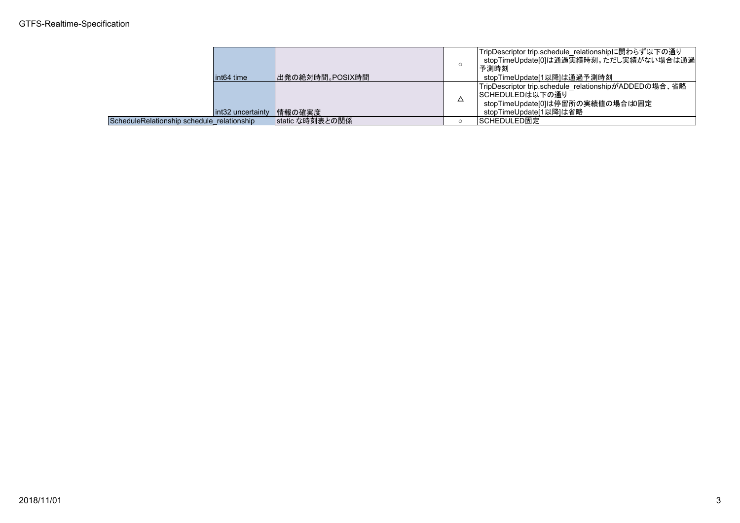| | | | | |
|---|---|---|---|---|
| | int64 time | 出発の絶対時間。POSIX時間 | ○ | TripDescriptor trip.schedule_relationshipに関わらず以下の通り<br>  stopTimeUpdate[0]は通過実績時刻。ただし実績がない場合は通過予測時刻<br>  stopTimeUpdate[1以降]は通過予測時刻 |
| | int32 uncertainty | 情報の確実度 | △ | TripDescriptor trip.schedule_relationshipがADDEDの場合、省略<br>SCHEDULEDは以下の通り<br>  stopTimeUpdate[0]は停留所の実績値の場合は0固定<br>  stopTimeUpdate[1以降]は省略 |
| ScheduleRelationship schedule_relationship | | static な時刻表との関係 | ○ | SCHEDULED固定 |